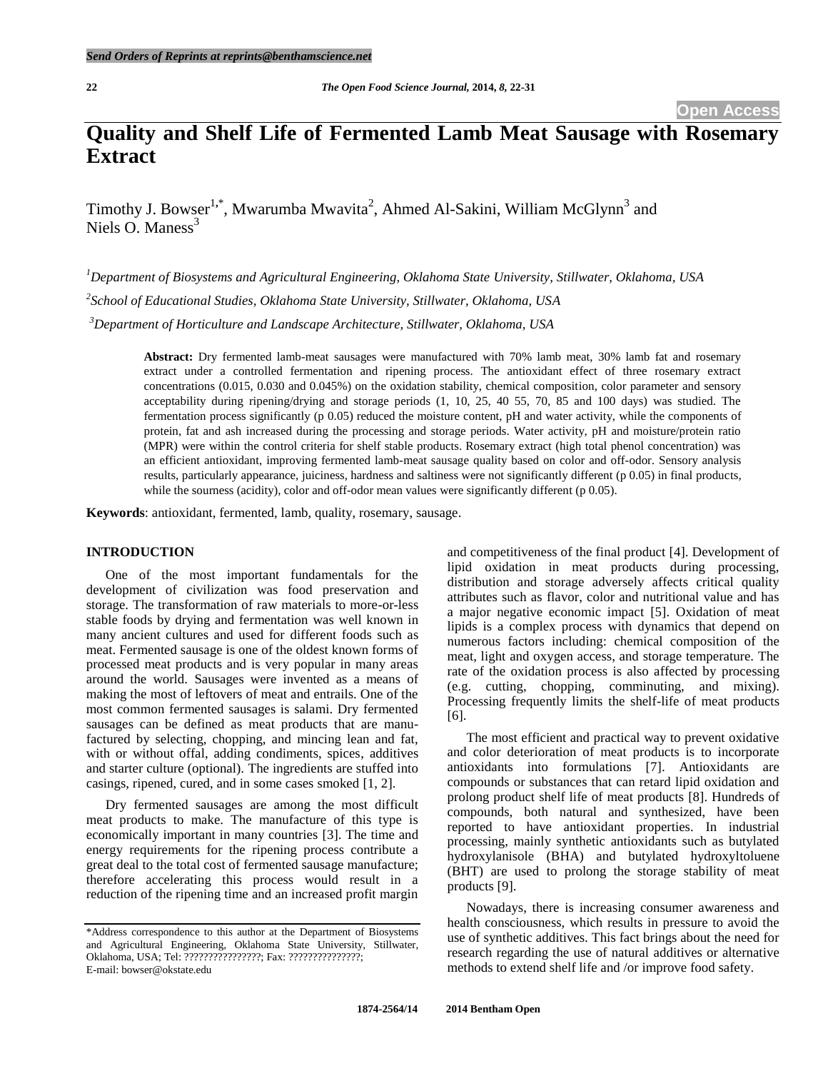# Quality and Shelf Life of Fermented Lamb Meat Sausage with Rosemary Extract

Timothy J. Bowser[1,*], Mwarumba Mwavita[2], Ahmed Al-Sakini, William McGlynn[3] and Niels O. Maness[3]

[1]*Department of Biosystems and Agricultural Engineering, Oklahoma State University, Stillwater, Oklahoma, USA*

[2]*School of Educational Studies, Oklahoma State University, Stillwater, Oklahoma, USA*

[3]*Department of Horticulture and Landscape Architecture, Stillwater, Oklahoma, USA*

**Abstract:** Dry fermented lamb-meat sausages were manufactured with 70% lamb meat, 30% lamb fat and rosemary extract under a controlled fermentation and ripening process. The antioxidant effect of three rosemary extract concentrations (0.015, 0.030 and 0.045%) on the oxidation stability, chemical composition, color parameter and sensory acceptability during ripening/drying and storage periods (1, 10, 25, 40 55, 70, 85 and 100 days) was studied. The fermentation process significantly (p 0.05) reduced the moisture content, pH and water activity, while the components of protein, fat and ash increased during the processing and storage periods. Water activity, pH and moisture/protein ratio (MPR) were within the control criteria for shelf stable products. Rosemary extract (high total phenol concentration) was an efficient antioxidant, improving fermented lamb-meat sausage quality based on color and off-odor. Sensory analysis results, particularly appearance, juiciness, hardness and saltiness were not significantly different (p 0.05) in final products, while the sourness (acidity), color and off-odor mean values were significantly different (p 0.05).

**Keywords**: antioxidant, fermented, lamb, quality, rosemary, sausage.

## INTRODUCTION

One of the most important fundamentals for the development of civilization was food preservation and storage. The transformation of raw materials to more-or-less stable foods by drying and fermentation was well known in many ancient cultures and used for different foods such as meat. Fermented sausage is one of the oldest known forms of processed meat products and is very popular in many areas around the world. Sausages were invented as a means of making the most of leftovers of meat and entrails. One of the most common fermented sausages is salami. Dry fermented sausages can be defined as meat products that are manufactured by selecting, chopping, and mincing lean and fat, with or without offal, adding condiments, spices, additives and starter culture (optional). The ingredients are stuffed into casings, ripened, cured, and in some cases smoked [1, 2].

Dry fermented sausages are among the most difficult meat products to make. The manufacture of this type is economically important in many countries [3]. The time and energy requirements for the ripening process contribute a great deal to the total cost of fermented sausage manufacture; therefore accelerating this process would result in a reduction of the ripening time and an increased profit margin and competitiveness of the final product [4]. Development of lipid oxidation in meat products during processing, distribution and storage adversely affects critical quality attributes such as flavor, color and nutritional value and has a major negative economic impact [5]. Oxidation of meat lipids is a complex process with dynamics that depend on numerous factors including: chemical composition of the meat, light and oxygen access, and storage temperature. The rate of the oxidation process is also affected by processing (e.g. cutting, chopping, comminuting, and mixing). Processing frequently limits the shelf-life of meat products [6].

The most efficient and practical way to prevent oxidative and color deterioration of meat products is to incorporate antioxidants into formulations [7]. Antioxidants are compounds or substances that can retard lipid oxidation and prolong product shelf life of meat products [8]. Hundreds of compounds, both natural and synthesized, have been reported to have antioxidant properties. In industrial processing, mainly synthetic antioxidants such as butylated hydroxylanisole (BHA) and butylated hydroxyltoluene (BHT) are used to prolong the storage stability of meat products [9].

Nowadays, there is increasing consumer awareness and health consciousness, which results in pressure to avoid the use of synthetic additives. This fact brings about the need for research regarding the use of natural additives or alternative methods to extend shelf life and /or improve food safety.

*Address correspondence to this author at the Department of Biosystems and Agricultural Engineering, Oklahoma State University, Stillwater, Oklahoma, USA; Tel: ????????????????; Fax: ???????????????; E-mail: bowser@okstate.edu

1874-2564/14 2014 Bentham Open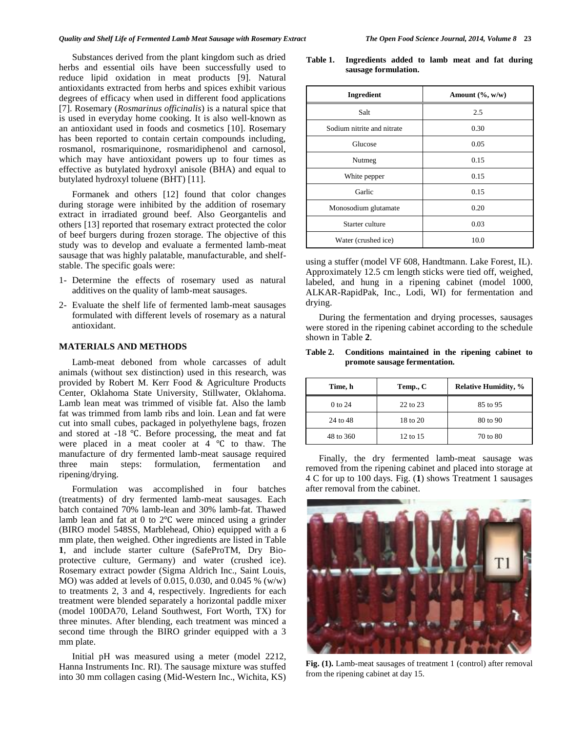Substances derived from the plant kingdom such as dried herbs and essential oils have been successfully used to reduce lipid oxidation in meat products [9]. Natural antioxidants extracted from herbs and spices exhibit various degrees of efficacy when used in different food applications [7]. Rosemary (*Rosmarinus officinalis*) is a natural spice that is used in everyday home cooking. It is also well-known as an antioxidant used in foods and cosmetics [10]. Rosemary has been reported to contain certain compounds including, rosmanol, rosmariquinone, rosmaridiphenol and carnosol, which may have antioxidant powers up to four times as effective as butylated hydroxyl anisole (BHA) and equal to butylated hydroxyl toluene (BHT) [11].

Formanek and others [12] found that color changes during storage were inhibited by the addition of rosemary extract in irradiated ground beef. Also Georgantelis and others [13] reported that rosemary extract protected the color of beef burgers during frozen storage. The objective of this study was to develop and evaluate a fermented lamb-meat sausage that was highly palatable, manufacturable, and shelf-stable. The specific goals were:

1- Determine the effects of rosemary used as natural additives on the quality of lamb-meat sausages.

2- Evaluate the shelf life of fermented lamb-meat sausages formulated with different levels of rosemary as a natural antioxidant.

## MATERIALS AND METHODS

Lamb-meat deboned from whole carcasses of adult animals (without sex distinction) used in this research, was provided by Robert M. Kerr Food & Agriculture Products Center, Oklahoma State University, Stillwater, Oklahoma. Lamb lean meat was trimmed of visible fat. Also the lamb fat was trimmed from lamb ribs and loin. Lean and fat were cut into small cubes, packaged in polyethylene bags, frozen and stored at -18 ℃. Before processing, the meat and fat were placed in a meat cooler at 4 ℃ to thaw. The manufacture of dry fermented lamb-meat sausage required three main steps: formulation, fermentation and ripening/drying.

Formulation was accomplished in four batches (treatments) of dry fermented lamb-meat sausages. Each batch contained 70% lamb-lean and 30% lamb-fat. Thawed lamb lean and fat at 0 to 2℃ were minced using a grinder (BIRO model 548SS, Marblehead, Ohio) equipped with a 6 mm plate, then weighed. Other ingredients are listed in Table **1**, and include starter culture (SafeProTM, Dry Bio-protective culture, Germany) and water (crushed ice). Rosemary extract powder (Sigma Aldrich Inc., Saint Louis, MO) was added at levels of 0.015, 0.030, and 0.045 % (w/w) to treatments 2, 3 and 4, respectively. Ingredients for each treatment were blended separately a horizontal paddle mixer (model 100DA70, Leland Southwest, Fort Worth, TX) for three minutes. After blending, each treatment was minced a second time through the BIRO grinder equipped with a 3 mm plate.

Initial pH was measured using a meter (model 2212, Hanna Instruments Inc. RI). The sausage mixture was stuffed into 30 mm collagen casing (Mid-Western Inc., Wichita, KS) using a stuffer (model VF 608, Handtmann. Lake Forest, IL). Approximately 12.5 cm length sticks were tied off, weighed, labeled, and hung in a ripening cabinet (model 1000, ALKAR-RapidPak, Inc., Lodi, WI) for fermentation and drying.

**Table 1. Ingredients added to lamb meat and fat during sausage formulation.**

| Ingredient | Amount (%, w/w) |
|---|---|
| Salt | 2.5 |
| Sodium nitrite and nitrate | 0.30 |
| Glucose | 0.05 |
| Nutmeg | 0.15 |
| White pepper | 0.15 |
| Garlic | 0.15 |
| Monosodium glutamate | 0.20 |
| Starter culture | 0.03 |
| Water (crushed ice) | 10.0 |

During the fermentation and drying processes, sausages were stored in the ripening cabinet according to the schedule shown in Table **2**.

**Table 2. Conditions maintained in the ripening cabinet to promote sausage fermentation.**

| Time, h | Temp., C | Relative Humidity, % |
|---|---|---|
| 0 to 24 | 22 to 23 | 85 to 95 |
| 24 to 48 | 18 to 20 | 80 to 90 |
| 48 to 360 | 12 to 15 | 70 to 80 |

Finally, the dry fermented lamb-meat sausage was removed from the ripening cabinet and placed into storage at 4 C for up to 100 days. Fig. (**1**) shows Treatment 1 sausages after removal from the cabinet.

**Fig. (1).** Lamb-meat sausages of treatment 1 (control) after removal from the ripening cabinet at day 15.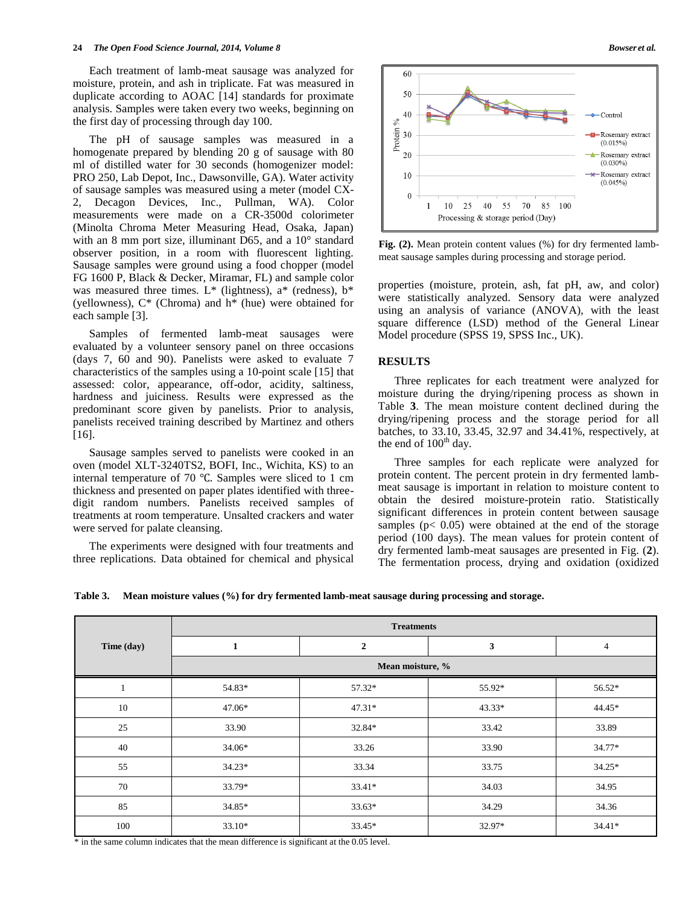Each treatment of lamb-meat sausage was analyzed for moisture, protein, and ash in triplicate. Fat was measured in duplicate according to AOAC [14] standards for proximate analysis. Samples were taken every two weeks, beginning on the first day of processing through day 100.

The pH of sausage samples was measured in a homogenate prepared by blending 20 g of sausage with 80 ml of distilled water for 30 seconds (homogenizer model: PRO 250, Lab Depot, Inc., Dawsonville, GA). Water activity of sausage samples was measured using a meter (model CX-2, Decagon Devices, Inc., Pullman, WA). Color measurements were made on a CR-3500d colorimeter (Minolta Chroma Meter Measuring Head, Osaka, Japan) with an 8 mm port size, illuminant D65, and a 10° standard observer position, in a room with fluorescent lighting. Sausage samples were ground using a food chopper (model FG 1600 P, Black & Decker, Miramar, FL) and sample color was measured three times. L* (lightness), a* (redness), b* (yellowness), C* (Chroma) and h* (hue) were obtained for each sample [3].

Samples of fermented lamb-meat sausages were evaluated by a volunteer sensory panel on three occasions (days 7, 60 and 90). Panelists were asked to evaluate 7 characteristics of the samples using a 10-point scale [15] that assessed: color, appearance, off-odor, acidity, saltiness, hardness and juiciness. Results were expressed as the predominant score given by panelists. Prior to analysis, panelists received training described by Martinez and others [16].

Sausage samples served to panelists were cooked in an oven (model XLT-3240TS2, BOFI, Inc., Wichita, KS) to an internal temperature of 70 ℃. Samples were sliced to 1 cm thickness and presented on paper plates identified with three-digit random numbers. Panelists received samples of treatments at room temperature. Unsalted crackers and water were served for palate cleansing.

The experiments were designed with four treatments and three replications. Data obtained for chemical and physical properties (moisture, protein, ash, fat pH, aw, and color) were statistically analyzed. Sensory data were analyzed using an analysis of variance (ANOVA), with the least square difference (LSD) method of the General Linear Model procedure (SPSS 19, SPSS Inc., UK).

**Fig. (2).** Mean protein content values (%) for dry fermented lamb-meat sausage samples during processing and storage period.

## RESULTS

Three replicates for each treatment were analyzed for moisture during the drying/ripening process as shown in Table **3**. The mean moisture content declined during the drying/ripening process and the storage period for all batches, to 33.10, 33.45, 32.97 and 34.41%, respectively, at the end of 100[th] day.

Three samples for each replicate were analyzed for protein content. The percent protein in dry fermented lamb-meat sausage is important in relation to moisture content to obtain the desired moisture-protein ratio. Statistically significant differences in protein content between sausage samples ($p < 0.05$) were obtained at the end of the storage period (100 days). The mean values for protein content of dry fermented lamb-meat sausages are presented in Fig. (**2**). The fermentation process, drying and oxidation (oxidized

**Table 3. Mean moisture values (%) for dry fermented lamb-meat sausage during processing and storage.**

| Time (day) | Treatments | | | |
|---|---|---|---|---|
| | 1 | 2 | 3 | 4 |
| | Mean moisture, % | | | |
| 1 | 54.83* | 57.32* | 55.92* | 56.52* |
| 10 | 47.06* | 47.31* | 43.33* | 44.45* |
| 25 | 33.90 | 32.84* | 33.42 | 33.89 |
| 40 | 34.06* | 33.26 | 33.90 | 34.77* |
| 55 | 34.23* | 33.34 | 33.75 | 34.25* |
| 70 | 33.79* | 33.41* | 34.03 | 34.95 |
| 85 | 34.85* | 33.63* | 34.29 | 34.36 |
| 100 | 33.10* | 33.45* | 32.97* | 34.41* |

\* in the same column indicates that the mean difference is significant at the 0.05 level.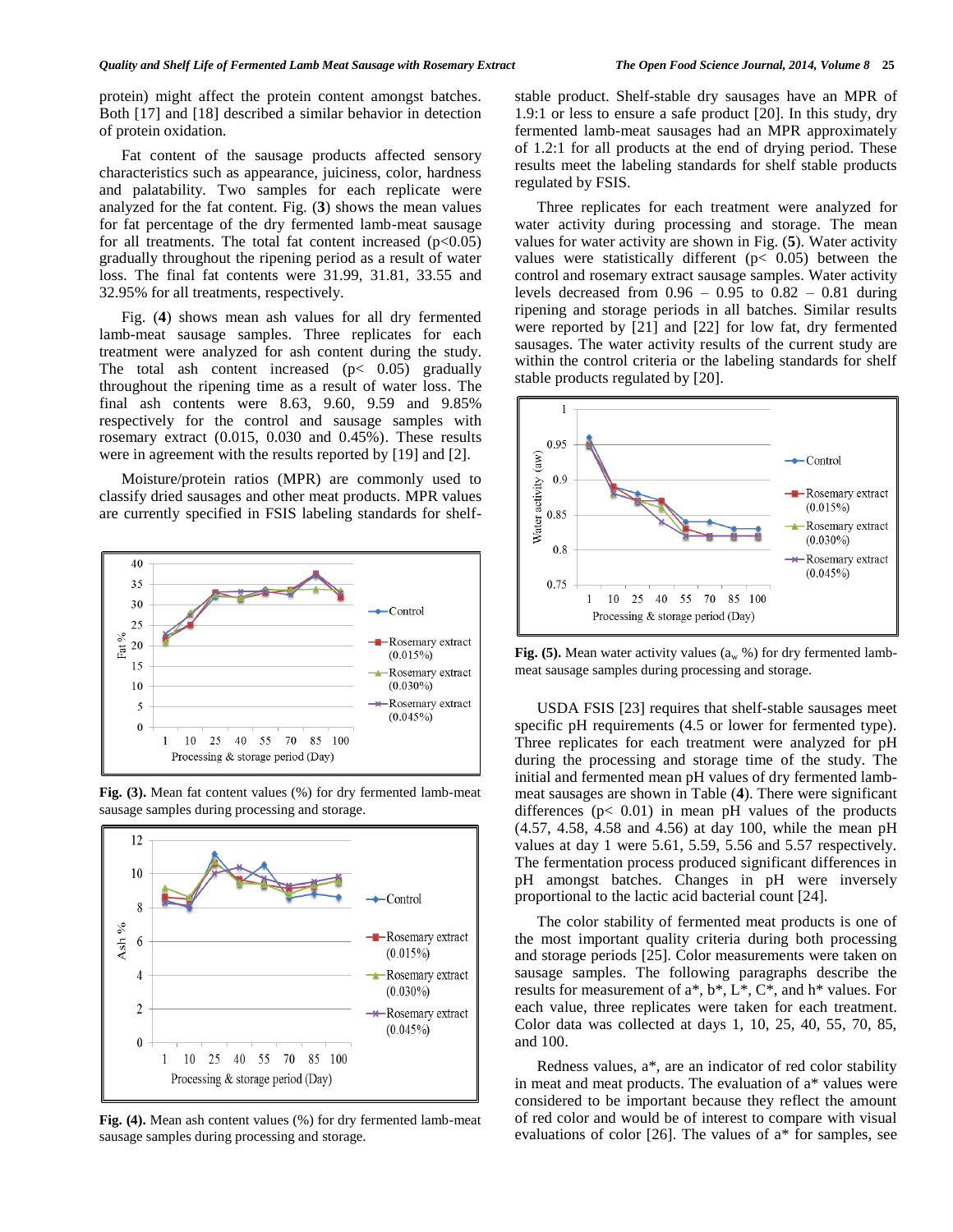protein) might affect the protein content amongst batches. Both [17] and [18] described a similar behavior in detection of protein oxidation.

Fat content of the sausage products affected sensory characteristics such as appearance, juiciness, color, hardness and palatability. Two samples for each replicate were analyzed for the fat content. Fig. (**3**) shows the mean values for fat percentage of the dry fermented lamb-meat sausage for all treatments. The total fat content increased ($p<0.05$) gradually throughout the ripening period as a result of water loss. The final fat contents were 31.99, 31.81, 33.55 and 32.95% for all treatments, respectively.

Fig. (**4**) shows mean ash values for all dry fermented lamb-meat sausage samples. Three replicates for each treatment were analyzed for ash content during the study. The total ash content increased ($p< 0.05$) gradually throughout the ripening time as a result of water loss. The final ash contents were 8.63, 9.60, 9.59 and 9.85% respectively for the control and sausage samples with rosemary extract (0.015, 0.030 and 0.45%). These results were in agreement with the results reported by [19] and [2].

Moisture/protein ratios (MPR) are commonly used to classify dried sausages and other meat products. MPR values are currently specified in FSIS labeling standards for shelf-stable product. Shelf-stable dry sausages have an MPR of 1.9:1 or less to ensure a safe product [20]. In this study, dry fermented lamb-meat sausages had an MPR approximately of 1.2:1 for all products at the end of drying period. These results meet the labeling standards for shelf stable products regulated by FSIS.

**Fig. (3).** Mean fat content values (%) for dry fermented lamb-meat sausage samples during processing and storage.

**Fig. (4).** Mean ash content values (%) for dry fermented lamb-meat sausage samples during processing and storage.

Three replicates for each treatment were analyzed for water activity during processing and storage. The mean values for water activity are shown in Fig. (**5**). Water activity values were statistically different ($p< 0.05$) between the control and rosemary extract sausage samples. Water activity levels decreased from 0.96 – 0.95 to 0.82 – 0.81 during ripening and storage periods in all batches. Similar results were reported by [21] and [22] for low fat, dry fermented sausages. The water activity results of the current study are within the control criteria or the labeling standards for shelf stable products regulated by [20].

**Fig. (5).** Mean water activity values ($a_w$ %) for dry fermented lamb-meat sausage samples during processing and storage.

USDA FSIS [23] requires that shelf-stable sausages meet specific pH requirements (4.5 or lower for fermented type). Three replicates for each treatment were analyzed for pH during the processing and storage time of the study. The initial and fermented mean pH values of dry fermented lamb-meat sausages are shown in Table (**4**). There were significant differences ($p< 0.01$) in mean pH values of the products (4.57, 4.58, 4.58 and 4.56) at day 100, while the mean pH values at day 1 were 5.61, 5.59, 5.56 and 5.57 respectively. The fermentation process produced significant differences in pH amongst batches. Changes in pH were inversely proportional to the lactic acid bacterial count [24].

The color stability of fermented meat products is one of the most important quality criteria during both processing and storage periods [25]. Color measurements were taken on sausage samples. The following paragraphs describe the results for measurement of a*, b*, L*, C*, and h* values. For each value, three replicates were taken for each treatment. Color data was collected at days 1, 10, 25, 40, 55, 70, 85, and 100.

Redness values, a*, are an indicator of red color stability in meat and meat products. The evaluation of a* values were considered to be important because they reflect the amount of red color and would be of interest to compare with visual evaluations of color [26]. The values of a* for samples, see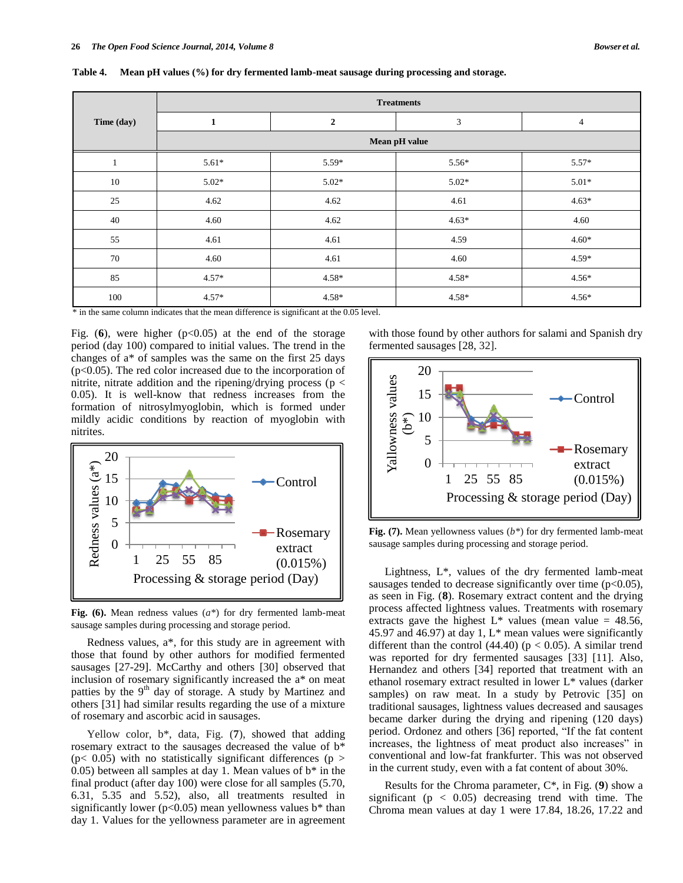**Table 4. Mean pH values (%) for dry fermented lamb-meat sausage during processing and storage.**

| Time (day) | Treatments | | | |
|---|---|---|---|---|
| | 1 | 2 | 3 | 4 |
| | Mean pH value | | | |
| 1 | 5.61* | 5.59* | 5.56* | 5.57* |
| 10 | 5.02* | 5.02* | 5.02* | 5.01* |
| 25 | 4.62 | 4.62 | 4.61 | 4.63* |
| 40 | 4.60 | 4.62 | 4.63* | 4.60 |
| 55 | 4.61 | 4.61 | 4.59 | 4.60* |
| 70 | 4.60 | 4.61 | 4.60 | 4.59* |
| 85 | 4.57* | 4.58* | 4.58* | 4.56* |
| 100 | 4.57* | 4.58* | 4.58* | 4.56* |

* in the same column indicates that the mean difference is significant at the 0.05 level.

Fig. (**6**), were higher ($p<0.05$) at the end of the storage period (day 100) compared to initial values. The trend in the changes of a* of samples was the same on the first 25 days ($p<0.05$). The red color increased due to the incorporation of nitrite, nitrate addition and the ripening/drying process ($p < 0.05$). It is well-know that redness increases from the formation of nitrosylmyoglobin, which is formed under mildly acidic conditions by reaction of myoglobin with nitrites.

**Fig. (6).** Mean redness values (*a**) for dry fermented lamb-meat sausage samples during processing and storage period.

Redness values, a*, for this study are in agreement with those that found by other authors for modified fermented sausages [27-29]. McCarthy and others [30] observed that inclusion of rosemary significantly increased the a* on meat patties by the 9th day of storage. A study by Martinez and others [31] had similar results regarding the use of a mixture of rosemary and ascorbic acid in sausages.

Yellow color, b*, data, Fig. (**7**), showed that adding rosemary extract to the sausages decreased the value of b* ($p< 0.05$) with no statistically significant differences ($p > 0.05$) between all samples at day 1. Mean values of b* in the final product (after day 100) were close for all samples (5.70, 6.31, 5.35 and 5.52), also, all treatments resulted in significantly lower ($p<0.05$) mean yellowness values b* than day 1. Values for the yellowness parameter are in agreement with those found by other authors for salami and Spanish dry fermented sausages [28, 32].

**Fig. (7).** Mean yellowness values (*b**) for dry fermented lamb-meat sausage samples during processing and storage period.

Lightness, L*, values of the dry fermented lamb-meat sausages tended to decrease significantly over time ($p<0.05$), as seen in Fig. (**8**). Rosemary extract content and the drying process affected lightness values. Treatments with rosemary extracts gave the highest L* values (mean value = 48.56, 45.97 and 46.97) at day 1, L* mean values were significantly different than the control (44.40) ($p < 0.05$). A similar trend was reported for dry fermented sausages [33] [11]. Also, Hernandez and others [34] reported that treatment with an ethanol rosemary extract resulted in lower L* values (darker samples) on raw meat. In a study by Petrovic [35] on traditional sausages, lightness values decreased and sausages became darker during the drying and ripening (120 days) period. Ordonez and others [36] reported, "If the fat content increases, the lightness of meat product also increases" in conventional and low-fat frankfurter. This was not observed in the current study, even with a fat content of about 30%.

Results for the Chroma parameter, C*, in Fig. (**9**) show a significant ($p < 0.05$) decreasing trend with time. The Chroma mean values at day 1 were 17.84, 18.26, 17.22 and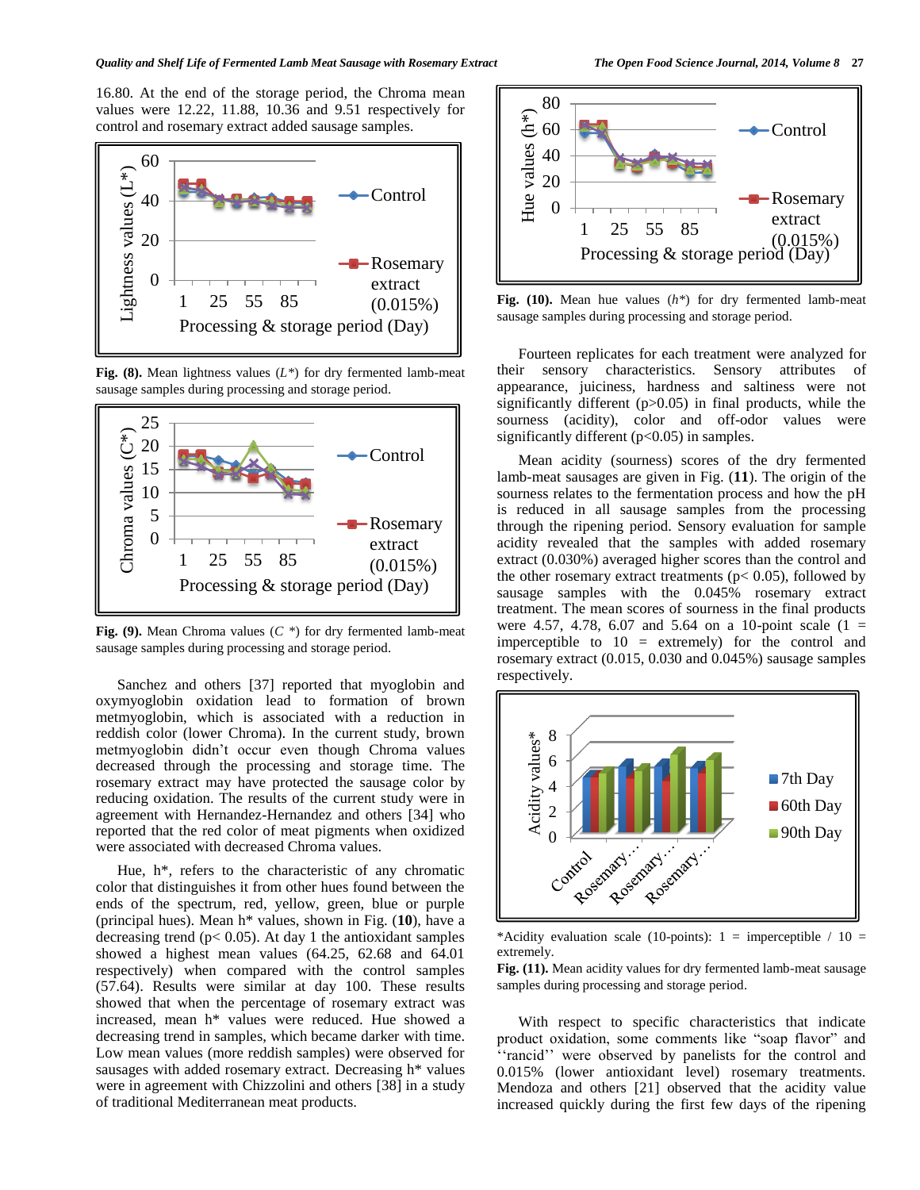16.80. At the end of the storage period, the Chroma mean values were 12.22, 11.88, 10.36 and 9.51 respectively for control and rosemary extract added sausage samples.

**Fig. (8).** Mean lightness values ($L^*$) for dry fermented lamb-meat sausage samples during processing and storage period.

**Fig. (9).** Mean Chroma values ($C^*$) for dry fermented lamb-meat sausage samples during processing and storage period.

Sanchez and others [37] reported that myoglobin and oxymyoglobin oxidation lead to formation of brown metmyoglobin, which is associated with a reduction in reddish color (lower Chroma). In the current study, brown metmyoglobin didn't occur even though Chroma values decreased through the processing and storage time. The rosemary extract may have protected the sausage color by reducing oxidation. The results of the current study were in agreement with Hernandez-Hernandez and others [34] who reported that the red color of meat pigments when oxidized were associated with decreased Chroma values.

Hue, h*, refers to the characteristic of any chromatic color that distinguishes it from other hues found between the ends of the spectrum, red, yellow, green, blue or purple (principal hues). Mean h* values, shown in Fig. (**10**), have a decreasing trend ($p< 0.05$). At day 1 the antioxidant samples showed a highest mean values (64.25, 62.68 and 64.01 respectively) when compared with the control samples (57.64). Results were similar at day 100. These results showed that when the percentage of rosemary extract was increased, mean h* values were reduced. Hue showed a decreasing trend in samples, which became darker with time. Low mean values (more reddish samples) were observed for sausages with added rosemary extract. Decreasing h* values were in agreement with Chizzolini and others [38] in a study of traditional Mediterranean meat products.

**Fig. (10).** Mean hue values ($h^*$) for dry fermented lamb-meat sausage samples during processing and storage period.

Fourteen replicates for each treatment were analyzed for their sensory characteristics. Sensory attributes of appearance, juiciness, hardness and saltiness were not significantly different ($p>0.05$) in final products, while the sourness (acidity), color and off-odor values were significantly different ($p<0.05$) in samples.

Mean acidity (sourness) scores of the dry fermented lamb-meat sausages are given in Fig. (**11**). The origin of the sourness relates to the fermentation process and how the pH is reduced in all sausage samples from the processing through the ripening period. Sensory evaluation for sample acidity revealed that the samples with added rosemary extract (0.030%) averaged higher scores than the control and the other rosemary extract treatments ($p< 0.05$), followed by sausage samples with the 0.045% rosemary extract treatment. The mean scores of sourness in the final products were 4.57, 4.78, 6.07 and 5.64 on a 10-point scale (1 = imperceptible to 10 = extremely) for the control and rosemary extract (0.015, 0.030 and 0.045%) sausage samples respectively.

*Acidity evaluation scale (10-points): 1 = imperceptible / 10 = extremely.

**Fig. (11).** Mean acidity values for dry fermented lamb-meat sausage samples during processing and storage period.

With respect to specific characteristics that indicate product oxidation, some comments like "soap flavor" and ''rancid'' were observed by panelists for the control and 0.015% (lower antioxidant level) rosemary treatments. Mendoza and others [21] observed that the acidity value increased quickly during the first few days of the ripening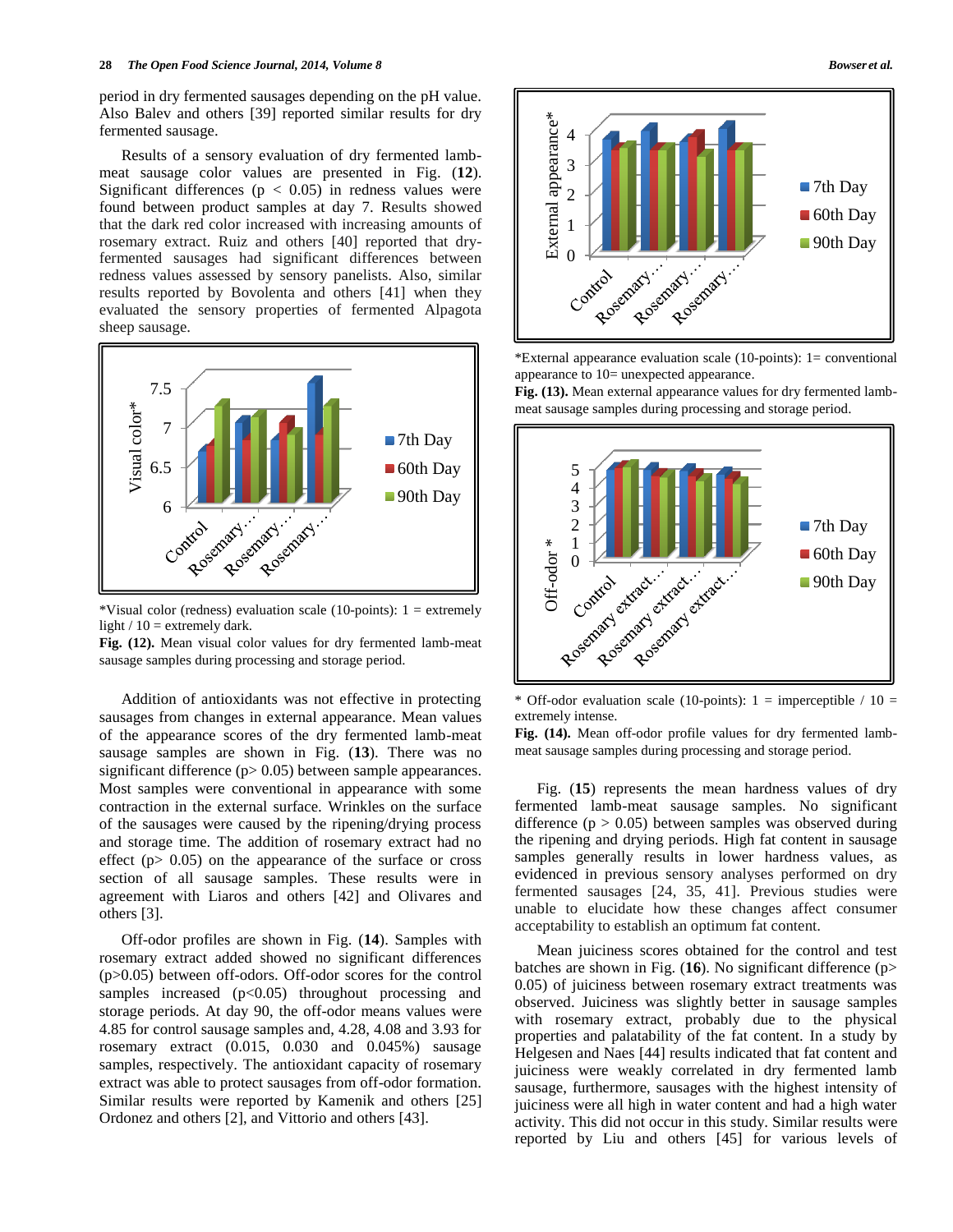period in dry fermented sausages depending on the pH value. Also Balev and others [39] reported similar results for dry fermented sausage.

Results of a sensory evaluation of dry fermented lamb-meat sausage color values are presented in Fig. (**12**). Significant differences ($p < 0.05$) in redness values were found between product samples at day 7. Results showed that the dark red color increased with increasing amounts of rosemary extract. Ruiz and others [40] reported that dry-fermented sausages had significant differences between redness values assessed by sensory panelists. Also, similar results reported by Bovolenta and others [41] when they evaluated the sensory properties of fermented Alpagota sheep sausage.

*Visual color (redness) evaluation scale (10-points): 1 = extremely light / 10 = extremely dark.

**Fig. (12).** Mean visual color values for dry fermented lamb-meat sausage samples during processing and storage period.

Addition of antioxidants was not effective in protecting sausages from changes in external appearance. Mean values of the appearance scores of the dry fermented lamb-meat sausage samples are shown in Fig. (**13**). There was no significant difference ($p > 0.05$) between sample appearances. Most samples were conventional in appearance with some contraction in the external surface. Wrinkles on the surface of the sausages were caused by the ripening/drying process and storage time. The addition of rosemary extract had no effect ($p > 0.05$) on the appearance of the surface or cross section of all sausage samples. These results were in agreement with Liaros and others [42] and Olivares and others [3].

Off-odor profiles are shown in Fig. (**14**). Samples with rosemary extract added showed no significant differences ($p > 0.05$) between off-odors. Off-odor scores for the control samples increased ($p < 0.05$) throughout processing and storage periods. At day 90, the off-odor means values were 4.85 for control sausage samples and, 4.28, 4.08 and 3.93 for rosemary extract (0.015, 0.030 and 0.045%) sausage samples, respectively. The antioxidant capacity of rosemary extract was able to protect sausages from off-odor formation. Similar results were reported by Kamenik and others [25] Ordonez and others [2], and Vittorio and others [43].

*External appearance evaluation scale (10-points): 1= conventional appearance to 10= unexpected appearance.

**Fig. (13).** Mean external appearance values for dry fermented lamb-meat sausage samples during processing and storage period.

* Off-odor evaluation scale (10-points): 1 = imperceptible / 10 = extremely intense.

**Fig. (14).** Mean off-odor profile values for dry fermented lamb-meat sausage samples during processing and storage period.

Fig. (**15**) represents the mean hardness values of dry fermented lamb-meat sausage samples. No significant difference ($p > 0.05$) between samples was observed during the ripening and drying periods. High fat content in sausage samples generally results in lower hardness values, as evidenced in previous sensory analyses performed on dry fermented sausages [24, 35, 41]. Previous studies were unable to elucidate how these changes affect consumer acceptability to establish an optimum fat content.

Mean juiciness scores obtained for the control and test batches are shown in Fig. (**16**). No significant difference ($p > 0.05$) of juiciness between rosemary extract treatments was observed. Juiciness was slightly better in sausage samples with rosemary extract, probably due to the physical properties and palatability of the fat content. In a study by Helgesen and Naes [44] results indicated that fat content and juiciness were weakly correlated in dry fermented lamb sausage, furthermore, sausages with the highest intensity of juiciness were all high in water content and had a high water activity. This did not occur in this study. Similar results were reported by Liu and others [45] for various levels of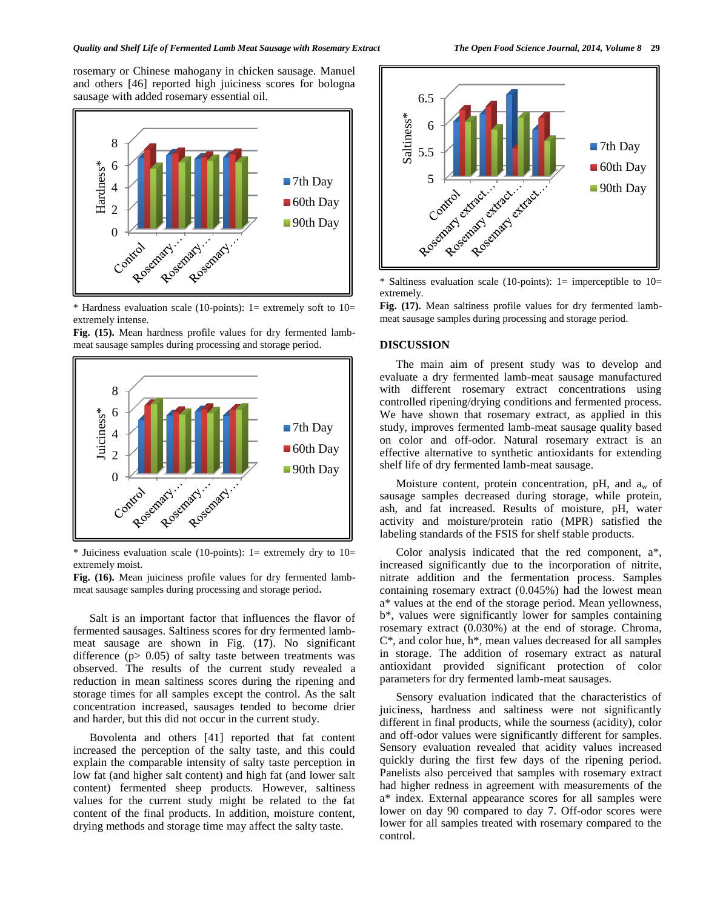rosemary or Chinese mahogany in chicken sausage. Manuel and others [46] reported high juiciness scores for bologna sausage with added rosemary essential oil.

* Hardness evaluation scale (10-points): 1= extremely soft to 10= extremely intense.

**Fig. (15).** Mean hardness profile values for dry fermented lamb-meat sausage samples during processing and storage period.

* Juiciness evaluation scale (10-points): 1= extremely dry to 10= extremely moist.

**Fig. (16).** Mean juiciness profile values for dry fermented lamb-meat sausage samples during processing and storage period.

Salt is an important factor that influences the flavor of fermented sausages. Saltiness scores for dry fermented lamb-meat sausage are shown in Fig. (**17**). No significant difference ($p > 0.05$) of salty taste between treatments was observed. The results of the current study revealed a reduction in mean saltiness scores during the ripening and storage times for all samples except the control. As the salt concentration increased, sausages tended to become drier and harder, but this did not occur in the current study.

Bovolenta and others [41] reported that fat content increased the perception of the salty taste, and this could explain the comparable intensity of salty taste perception in low fat (and higher salt content) and high fat (and lower salt content) fermented sheep products. However, saltiness values for the current study might be related to the fat content of the final products. In addition, moisture content, drying methods and storage time may affect the salty taste.

* Saltiness evaluation scale (10-points): 1= imperceptible to 10= extremely.

**Fig. (17).** Mean saltiness profile values for dry fermented lamb-meat sausage samples during processing and storage period.

## DISCUSSION

The main aim of present study was to develop and evaluate a dry fermented lamb-meat sausage manufactured with different rosemary extract concentrations using controlled ripening/drying conditions and fermented process. We have shown that rosemary extract, as applied in this study, improves fermented lamb-meat sausage quality based on color and off-odor. Natural rosemary extract is an effective alternative to synthetic antioxidants for extending shelf life of dry fermented lamb-meat sausage.

Moisture content, protein concentration, pH, and $a_w$ of sausage samples decreased during storage, while protein, ash, and fat increased. Results of moisture, pH, water activity and moisture/protein ratio (MPR) satisfied the labeling standards of the FSIS for shelf stable products.

Color analysis indicated that the red component, a*, increased significantly due to the incorporation of nitrite, nitrate addition and the fermentation process. Samples containing rosemary extract (0.045%) had the lowest mean a* values at the end of the storage period. Mean yellowness, b*, values were significantly lower for samples containing rosemary extract (0.030%) at the end of storage. Chroma, C*, and color hue, h*, mean values decreased for all samples in storage. The addition of rosemary extract as natural antioxidant provided significant protection of color parameters for dry fermented lamb-meat sausages.

Sensory evaluation indicated that the characteristics of juiciness, hardness and saltiness were not significantly different in final products, while the sourness (acidity), color and off-odor values were significantly different for samples. Sensory evaluation revealed that acidity values increased quickly during the first few days of the ripening period. Panelists also perceived that samples with rosemary extract had higher redness in agreement with measurements of the a* index. External appearance scores for all samples were lower on day 90 compared to day 7. Off-odor scores were lower for all samples treated with rosemary compared to the control.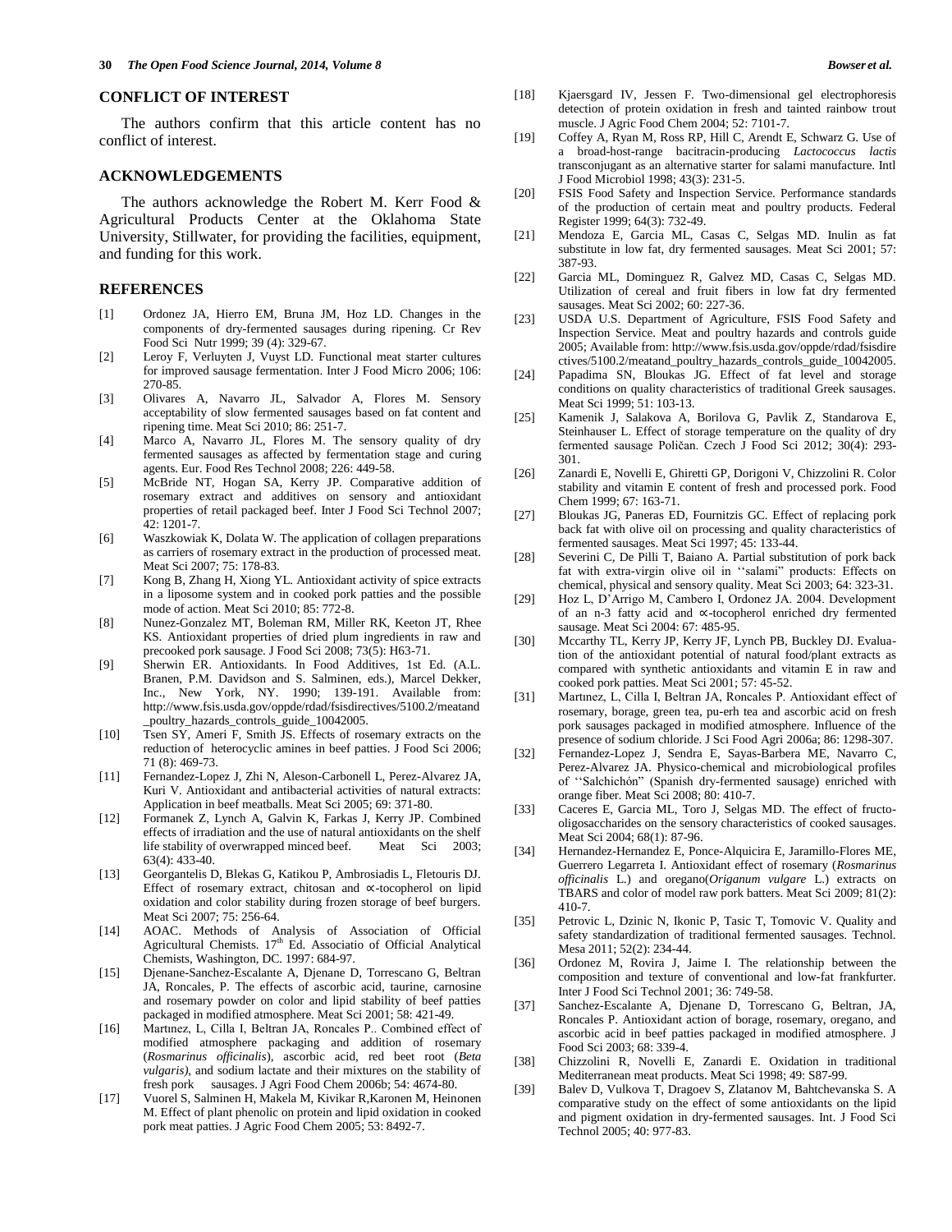## CONFLICT OF INTEREST

The authors confirm that this article content has no conflict of interest.

## ACKNOWLEDGEMENTS

The authors acknowledge the Robert M. Kerr Food & Agricultural Products Center at the Oklahoma State University, Stillwater, for providing the facilities, equipment, and funding for this work.

## REFERENCES

[1] Ordonez JA, Hierro EM, Bruna JM, Hoz LD. Changes in the components of dry-fermented sausages during ripening. Cr Rev Food Sci Nutr 1999; 39 (4): 329-67.

[2] Leroy F, Verluyten J, Vuyst LD. Functional meat starter cultures for improved sausage fermentation. Inter J Food Micro 2006; 106: 270-85.

[3] Olivares A, Navarro JL, Salvador A, Flores M. Sensory acceptability of slow fermented sausages based on fat content and ripening time. Meat Sci 2010; 86: 251-7.

[4] Marco A, Navarro JL, Flores M. The sensory quality of dry fermented sausages as affected by fermentation stage and curing agents. Eur. Food Res Technol 2008; 226: 449-58.

[5] McBride NT, Hogan SA, Kerry JP. Comparative addition of rosemary extract and additives on sensory and antioxidant properties of retail packaged beef. Inter J Food Sci Technol 2007; 42: 1201-7.

[6] Waszkowiak K, Dolata W. The application of collagen preparations as carriers of rosemary extract in the production of processed meat. Meat Sci 2007; 75: 178-83.

[7] Kong B, Zhang H, Xiong YL. Antioxidant activity of spice extracts in a liposome system and in cooked pork patties and the possible mode of action. Meat Sci 2010; 85: 772-8.

[8] Nunez-Gonzalez MT, Boleman RM, Miller RK, Keeton JT, Rhee KS. Antioxidant properties of dried plum ingredients in raw and precooked pork sausage. J Food Sci 2008; 73(5): H63-71.

[9] Sherwin ER. Antioxidants. In Food Additives, 1st Ed. (A.L. Branen, P.M. Davidson and S. Salminen, eds.), Marcel Dekker, Inc., New York, NY. 1990; 139-191. Available from: http://www.fsis.usda.gov/oppde/rdad/fsisdirectives/5100.2/meatand_poultry_hazards_controls_guide_10042005.

[10] Tsen SY, Ameri F, Smith JS. Effects of rosemary extracts on the reduction of heterocyclic amines in beef patties. J Food Sci 2006; 71 (8): 469-73.

[11] Fernandez-Lopez J, Zhi N, Aleson-Carbonell L, Perez-Alvarez JA, Kuri V. Antioxidant and antibacterial activities of natural extracts: Application in beef meatballs. Meat Sci 2005; 69: 371-80.

[12] Formanek Z, Lynch A, Galvin K, Farkas J, Kerry JP. Combined effects of irradiation and the use of natural antioxidants on the shelf life stability of overwrapped minced beef. Meat Sci 2003; 63(4): 433-40.

[13] Georgantelis D, Blekas G, Katikou P, Ambrosiadis L, Fletouris DJ. Effect of rosemary extract, chitosan and ∝-tocopherol on lipid oxidation and color stability during frozen storage of beef burgers. Meat Sci 2007; 75: 256-64.

[14] AOAC. Methods of Analysis of Association of Official Agricultural Chemists. 17th Ed. Associatio of Official Analytical Chemists, Washington, DC. 1997: 684-97.

[15] Djenane-Sanchez-Escalante A, Djenane D, Torrescano G, Beltran JA, Roncales, P. The effects of ascorbic acid, taurine, carnosine and rosemary powder on color and lipid stability of beef patties packaged in modified atmosphere. Meat Sci 2001; 58: 421-49.

[16] Martınez, L, Cilla I, Beltran JA, Roncales P.. Combined effect of modified atmosphere packaging and addition of rosemary (*Rosmarinus officinalis*), ascorbic acid, red beet root (*Beta vulgaris)*, and sodium lactate and their mixtures on the stability of fresh pork sausages. J Agri Food Chem 2006b; 54: 4674-80.

[17] Vuorel S, Salminen H, Makela M, Kivikar R,Karonen M, Heinonen M. Effect of plant phenolic on protein and lipid oxidation in cooked pork meat patties. J Agric Food Chem 2005; 53: 8492-7.

[18] Kjaersgard IV, Jessen F. Two-dimensional gel electrophoresis detection of protein oxidation in fresh and tainted rainbow trout muscle. J Agric Food Chem 2004; 52: 7101-7.

[19] Coffey A, Ryan M, Ross RP, Hill C, Arendt E, Schwarz G. Use of a broad-host-range bacitracin-producing *Lactococcus lactis* transconjugant as an alternative starter for salami manufacture. Intl J Food Microbiol 1998; 43(3): 231-5.

[20] FSIS Food Safety and Inspection Service. Performance standards of the production of certain meat and poultry products. Federal Register 1999; 64(3): 732-49.

[21] Mendoza E, Garcia ML, Casas C, Selgas MD. Inulin as fat substitute in low fat, dry fermented sausages. Meat Sci 2001; 57: 387-93.

[22] Garcia ML, Dominguez R, Galvez MD, Casas C, Selgas MD. Utilization of cereal and fruit fibers in low fat dry fermented sausages. Meat Sci 2002; 60: 227-36.

[23] USDA U.S. Department of Agriculture, FSIS Food Safety and Inspection Service. Meat and poultry hazards and controls guide 2005; Available from: http://www.fsis.usda.gov/oppde/rdad/fsisdirectives/5100.2/meatand_poultry_hazards_controls_guide_10042005.

[24] Papadima SN, Bloukas JG. Effect of fat level and storage conditions on quality characteristics of traditional Greek sausages. Meat Sci 1999; 51: 103-13.

[25] Kamenik J, Salakova A, Borilova G, Pavlik Z, Standarova E, Steinhauser L. Effect of storage temperature on the quality of dry fermented sausage Poličan. Czech J Food Sci 2012; 30(4): 293-301.

[26] Zanardi E, Novelli E, Ghiretti GP, Dorigoni V, Chizzolini R. Color stability and vitamin E content of fresh and processed pork. Food Chem 1999; 67: 163-71.

[27] Bloukas JG, Paneras ED, Fournitzis GC. Effect of replacing pork back fat with olive oil on processing and quality characteristics of fermented sausages. Meat Sci 1997; 45: 133-44.

[28] Severini C, De Pilli T, Baiano A. Partial substitution of pork back fat with extra-virgin olive oil in ''salami'' products: Effects on chemical, physical and sensory quality. Meat Sci 2003; 64: 323-31.

[29] Hoz L, D'Arrigo M, Cambero I, Ordonez JA. 2004. Development of an n-3 fatty acid and ∝-tocopherol enriched dry fermented sausage. Meat Sci 2004: 67: 485-95.

[30] Mccarthy TL, Kerry JP, Kerry JF, Lynch PB, Buckley DJ. Evaluation of the antioxidant potential of natural food/plant extracts as compared with synthetic antioxidants and vitamin E in raw and cooked pork patties. Meat Sci 2001; 57: 45-52.

[31] Martınez, L, Cilla I, Beltran JA, Roncales P. Antioxidant effect of rosemary, borage, green tea, pu-erh tea and ascorbic acid on fresh pork sausages packaged in modified atmosphere. Influence of the presence of sodium chloride. J Sci Food Agri 2006a; 86: 1298-307.

[32] Fernandez-Lopez J, Sendra E, Sayas-Barbera ME, Navarro C, Perez-Alvarez JA. Physico-chemical and microbiological profiles of ''Salchichón'' (Spanish dry-fermented sausage) enriched with orange fiber. Meat Sci 2008; 80: 410-7.

[33] Caceres E, Garcia ML, Toro J, Selgas MD. The effect of fructo-oligosaccharides on the sensory characteristics of cooked sausages. Meat Sci 2004; 68(1): 87-96.

[34] Hernandez-Hernandez E, Ponce-Alquicira E, Jaramillo-Flores ME, Guerrero Legarreta I. Antioxidant effect of rosemary (*Rosmarinus officinalis* L.) and oregano(*Origanum vulgare* L.) extracts on TBARS and color of model raw pork batters. Meat Sci 2009; 81(2): 410-7.

[35] Petrovic L, Dzinic N, Ikonic P, Tasic T, Tomovic V. Quality and safety standardization of traditional fermented sausages. Technol. Mesa 2011; 52(2): 234-44.

[36] Ordonez M, Rovira J, Jaime I. The relationship between the composition and texture of conventional and low-fat frankfurter. Inter J Food Sci Technol 2001; 36: 749-58.

[37] Sanchez-Escalante A, Djenane D, Torrescano G, Beltran, JA, Roncales P. Antioxidant action of borage, rosemary, oregano, and ascorbic acid in beef patties packaged in modified atmosphere. J Food Sci 2003; 68: 339-4.

[38] Chizzolini R, Novelli E, Zanardi E. Oxidation in traditional Mediterranean meat products. Meat Sci 1998; 49: S87-99.

[39] Balev D, Vulkova T, Dragoev S, Zlatanov M, Bahtchevanska S. A comparative study on the effect of some antioxidants on the lipid and pigment oxidation in dry-fermented sausages. Int. J Food Sci Technol 2005; 40: 977-83.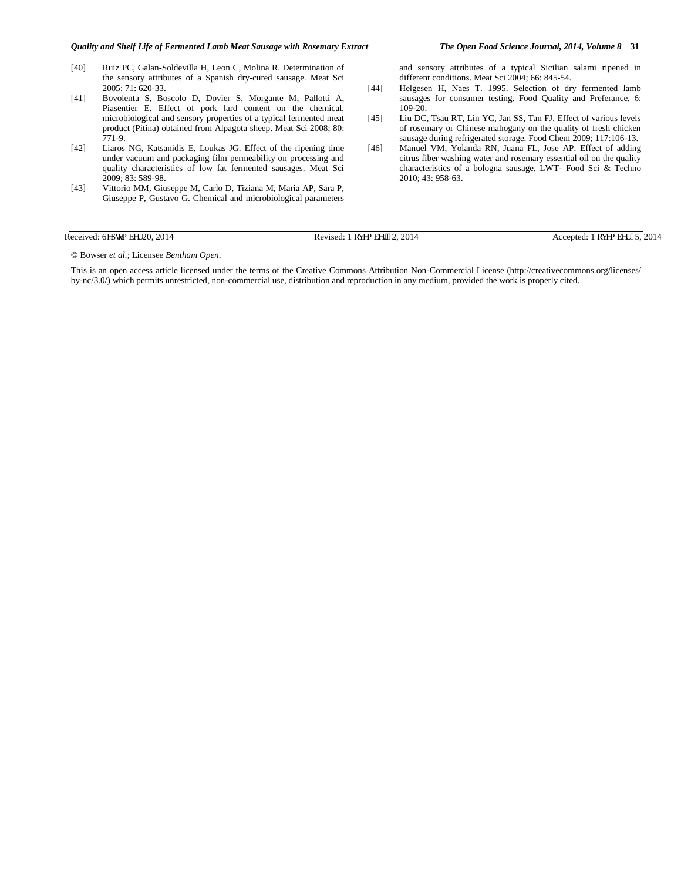[40] Ruiz PC, Galan-Soldevilla H, Leon C, Molina R. Determination of the sensory attributes of a Spanish dry-cured sausage. Meat Sci 2005; 71: 620-33.

[41] Bovolenta S, Boscolo D, Dovier S, Morgante M, Pallotti A, Piasentier E. Effect of pork lard content on the chemical, microbiological and sensory properties of a typical fermented meat product (Pitina) obtained from Alpagota sheep. Meat Sci 2008; 80: 771-9.

[42] Liaros NG, Katsanidis E, Loukas JG. Effect of the ripening time under vacuum and packaging film permeability on processing and quality characteristics of low fat fermented sausages. Meat Sci 2009; 83: 589-98.

[43] Vittorio MM, Giuseppe M, Carlo D, Tiziana M, Maria AP, Sara P, Giuseppe P, Gustavo G. Chemical and microbiological parameters and sensory attributes of a typical Sicilian salami ripened in different conditions. Meat Sci 2004; 66: 845-54.

[44] Helgesen H, Naes T. 1995. Selection of dry fermented lamb sausages for consumer testing. Food Quality and Preferance, 6: 109-20.

[45] Liu DC, Tsau RT, Lin YC, Jan SS, Tan FJ. Effect of various levels of rosemary or Chinese mahogany on the quality of fresh chicken sausage during refrigerated storage. Food Chem 2009; 117:106-13.

[46] Manuel VM, Yolanda RN, Juana FL, Jose AP. Effect of adding citrus fiber washing water and rosemary essential oil on the quality characteristics of a bologna sausage. LWT- Food Sci & Techno 2010; 43: 958-63.

---

Received: September 20, 2014 Revised: November 12, 2014 Accepted: November 15, 2014

© Bowser *et al.*; Licensee *Bentham Open*.

This is an open access article licensed under the terms of the Creative Commons Attribution Non-Commercial License (http://creativecommons.org/licenses/by-nc/3.0/) which permits unrestricted, non-commercial use, distribution and reproduction in any medium, provided the work is properly cited.